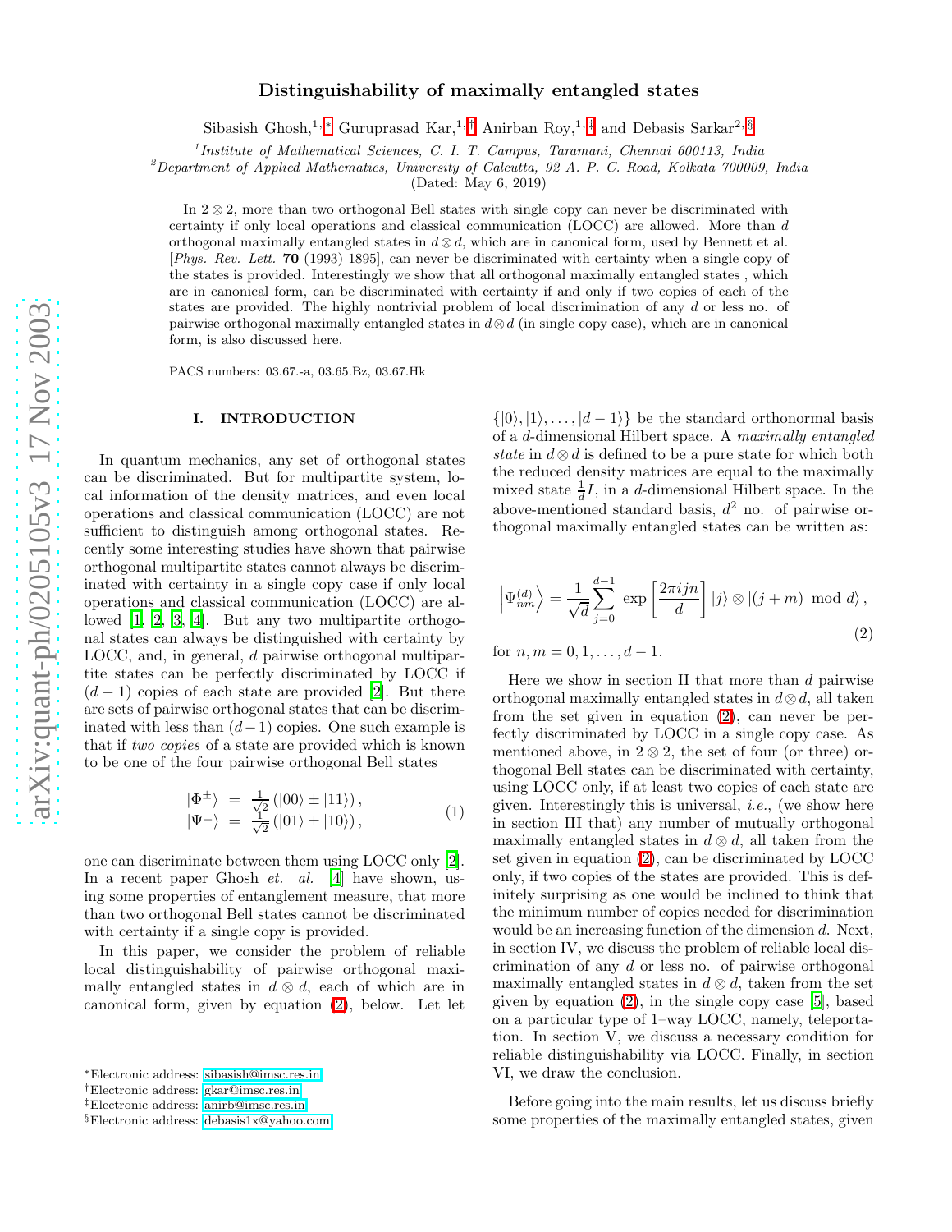# Distinguishability of maximally entangled states

Sibasish Ghosh,[1,*] Guruprasad Kar,[1,†] Anirban Roy,[1,‡] and Debasis Sarkar[2,§]

[1] *Institute of Mathematical Sciences, C. I. T. Campus, Taramani, Chennai 600113, India*
[2] *Department of Applied Mathematics, University of Calcutta, 92 A. P. C. Road, Kolkata 700009, India*

(Dated: May 6, 2019)

In $2 \otimes 2$, more than two orthogonal Bell states with single copy can never be discriminated with certainty if only local operations and classical communication (LOCC) are allowed. More than $d$ orthogonal maximally entangled states in $d \otimes d$, which are in canonical form, used by Bennett et al. [*Phys. Rev. Lett.* **70** (1993) 1895], can never be discriminated with certainty when a single copy of the states is provided. Interestingly we show that all orthogonal maximally entangled states , which are in canonical form, can be discriminated with certainty if and only if two copies of each of the states are provided. The highly nontrivial problem of local discrimination of any $d$ or less no. of pairwise orthogonal maximally entangled states in $d \otimes d$ (in single copy case), which are in canonical form, is also discussed here.

PACS numbers: 03.67.-a, 03.65.Bz, 03.67.Hk

## I. INTRODUCTION

In quantum mechanics, any set of orthogonal states can be discriminated. But for multipartite system, local information of the density matrices, and even local operations and classical communication (LOCC) are not sufficient to distinguish among orthogonal states. Recently some interesting studies have shown that pairwise orthogonal multipartite states cannot always be discriminated with certainty in a single copy case if only local operations and classical communication (LOCC) are allowed [1, 2, 3, 4]. But any two multipartite orthogonal states can always be distinguished with certainty by LOCC, and, in general, $d$ pairwise orthogonal multipartite states can be perfectly discriminated by LOCC if $(d-1)$ copies of each state are provided [2]. But there are sets of pairwise orthogonal states that can be discriminated with less than $(d-1)$ copies. One such example is that if *two copies* of a state are provided which is known to be one of the four pairwise orthogonal Bell states

$$
\begin{aligned}
|\Phi^{\pm}\rangle &= \tfrac{1}{\sqrt{2}}\left(|00\rangle \pm |11\rangle\right), \\
|\Psi^{\pm}\rangle &= \tfrac{1}{\sqrt{2}}\left(|01\rangle \pm |10\rangle\right),
\end{aligned} \tag{1}
$$

one can discriminate between them using LOCC only [2]. In a recent paper Ghosh *et. al.* [4] have shown, using some properties of entanglement measure, that more than two orthogonal Bell states cannot be discriminated with certainty if a single copy is provided.

In this paper, we consider the problem of reliable local distinguishability of pairwise orthogonal maximally entangled states in $d \otimes d$, each of which are in canonical form, given by equation (2), below. Let let $\{|0\rangle, |1\rangle, \ldots, |d-1\rangle\}$ be the standard orthonormal basis of a $d$-dimensional Hilbert space. A *maximally entangled state* in $d \otimes d$ is defined to be a pure state for which both the reduced density matrices are equal to the maximally mixed state $\frac{1}{d}I$, in a $d$-dimensional Hilbert space. In the above-mentioned standard basis, $d^2$ no. of pairwise orthogonal maximally entangled states can be written as:

$$
\left|\Psi^{(d)}_{nm}\right\rangle = \frac{1}{\sqrt{d}} \sum_{j=0}^{d-1} \exp\left[\frac{2\pi i j n}{d}\right] |j\rangle \otimes |(j+m) \mod d\rangle, \tag{2}
$$

for $n, m = 0, 1, \ldots, d-1$.

Here we show in section II that more than $d$ pairwise orthogonal maximally entangled states in $d \otimes d$, all taken from the set given in equation (2), can never be perfectly discriminated by LOCC in a single copy case. As mentioned above, in $2 \otimes 2$, the set of four (or three) orthogonal Bell states can be discriminated with certainty, using LOCC only, if at least two copies of each state are given. Interestingly this is universal, *i.e.*, (we show here in section III that) any number of mutually orthogonal maximally entangled states in $d \otimes d$, all taken from the set given in equation (2), can be discriminated by LOCC only, if two copies of the states are provided. This is definitely surprising as one would be inclined to think that the minimum number of copies needed for discrimination would be an increasing function of the dimension $d$. Next, in section IV, we discuss the problem of reliable local discrimination of any $d$ or less no. of pairwise orthogonal maximally entangled states in $d \otimes d$, taken from the set given by equation (2), in the single copy case [5], based on a particular type of 1–way LOCC, namely, teleportation. In section V, we discuss a necessary condition for reliable distinguishability via LOCC. Finally, in section VI, we draw the conclusion.

Before going into the main results, let us discuss briefly some properties of the maximally entangled states, given

---

*Electronic address: sibasish@imsc.res.in
†Electronic address: gkar@imsc.res.in
‡Electronic address: anirb@imsc.res.in
§Electronic address: debasis1x@yahoo.com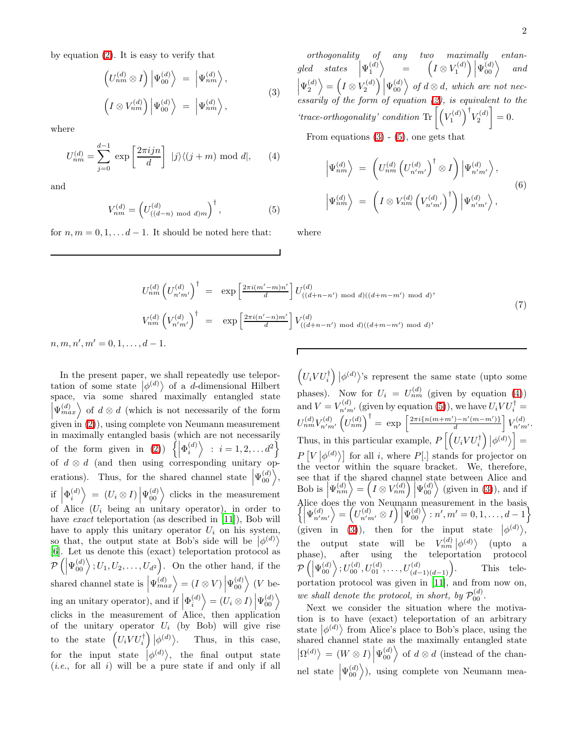by equation (2). It is easy to verify that

$$\left(U_{nm}^{(d)} \otimes I\right)\left|\Psi_{00}^{(d)}\right\rangle = \left|\Psi_{nm}^{(d)}\right\rangle,$$
$$\left(I \otimes V_{nm}^{(d)}\right)\left|\Psi_{00}^{(d)}\right\rangle = \left|\Psi_{nm}^{(d)}\right\rangle, \tag{3}$$

where

$$U_{nm}^{(d)} = \sum_{j=0}^{d-1} \exp\left[\frac{2\pi ijn}{d}\right] |j\rangle\langle (j+m) \bmod d|, \tag{4}$$

and

$$V_{nm}^{(d)} = \left(U_{((d-n) \bmod d)m}^{(d)}\right)^\dagger, \tag{5}$$

for $n, m = 0, 1, \ldots d-1$. It should be noted here that: *orthogonality of any two maximally entangled states $\left|\Psi_1^{(d)}\right\rangle = \left(I \otimes V_1^{(d)}\right)\left|\Psi_{00}^{(d)}\right\rangle$ and $\left|\Psi_2^{(d)}\right\rangle = \left(I \otimes V_2^{(d)}\right)\left|\Psi_{00}^{(d)}\right\rangle$ of $d \otimes d$, which are not necessarily of the form of equation (2), is equivalent to the 'trace-orthogonality' condition* $\mathrm{Tr}\left[\left(V_1^{(d)}\right)^\dagger V_2^{(d)}\right] = 0$.

From equations (3) - (5), one gets that

$$\left|\Psi_{nm}^{(d)}\right\rangle = \left(U_{nm}^{(d)}\left(U_{n'm'}^{(d)}\right)^\dagger \otimes I\right)\left|\Psi_{n'm'}^{(d)}\right\rangle,$$
$$\left|\Psi_{nm}^{(d)}\right\rangle = \left(I \otimes V_{nm}^{(d)}\left(V_{n'm'}^{(d)}\right)^\dagger\right)\left|\Psi_{n'm'}^{(d)}\right\rangle, \tag{6}$$

where

$$U_{nm}^{(d)}\left(U_{n'm'}^{(d)}\right)^\dagger = \exp\left[\frac{2\pi i(m'-m)n'}{d}\right] U_{((d+n-n') \bmod d)((d+m-m') \bmod d)}^{(d)},$$
$$V_{nm}^{(d)}\left(V_{n'm'}^{(d)}\right)^\dagger = \exp\left[\frac{2\pi i(n'-n)m'}{d}\right] V_{((d+n-n') \bmod d)((d+m-m') \bmod d)}^{(d)}, \tag{7}$$

$n, m, n', m' = 0, 1, \ldots, d-1$.

In the present paper, we shall repeatedly use teleportation of some state $\left|\phi^{(d)}\right\rangle$ of a $d$-dimensional Hilbert space, via some shared maximally entangled state $\left|\Psi_{max}^{(d)}\right\rangle$ of $d \otimes d$ (which is not necessarily of the form given in (2)), using complete von Neumann measurement in maximally entangled basis (which are not necessarily of the form given in (2)) $\left\{\left|\Phi_i^{(d)}\right\rangle : i = 1, 2, \ldots d^2\right\}$ of $d \otimes d$ (and then using corresponding unitary operations). Thus, for the shared channel state $\left|\Psi_{00}^{(d)}\right\rangle$, if $\left|\Phi_i^{(d)}\right\rangle = (U_i \otimes I)\left|\Psi_{00}^{(d)}\right\rangle$ clicks in the measurement of Alice ($U_i$ being an unitary operator), in order to have *exact* teleportation (as described in [11]), Bob will have to apply this unitary operator $U_i$ on his system, so that, the output state at Bob's side will be $\left|\phi^{(d)}\right\rangle$ [6]. Let us denote this (exact) teleportation protocol as $\mathcal{P}\left(\left|\Psi_{00}^{(d)}\right\rangle; U_1, U_2, \ldots, U_{d^2}\right)$. On the other hand, if the shared channel state is $\left|\Psi_{max}^{(d)}\right\rangle = (I \otimes V)\left|\Psi_{00}^{(d)}\right\rangle$ ($V$ being an unitary operator), and if $\left|\Phi_i^{(d)}\right\rangle = (U_i \otimes I)\left|\Psi_{00}^{(d)}\right\rangle$ clicks in the measurement of Alice, then application of the unitary operator $U_i$ (by Bob) will give rise to the state $\left(U_i V U_i^\dagger\right)\left|\phi^{(d)}\right\rangle$. Thus, in this case, for the input state $\left|\phi^{(d)}\right\rangle$, the final output state (*i.e.*, for all $i$) will be a pure state if and only if all $\left(U_i V U_i^\dagger\right)\left|\phi^{(d)}\right\rangle$'s represent the same state (upto some phases). Now for $U_i = U_{nm}^{(d)}$ (given by equation (4)) and $V = V_{n'm'}^{(d)}$ (given by equation (5)), we have $U_i V U_i^\dagger = U_{nm}^{(d)} V_{n'm'}^{(d)}\left(U_{nm}^{(d)}\right)^\dagger = \exp\left[\frac{2\pi i\{n(m+m')-n'(m-m')\}}{d}\right] V_{n'm'}^{(d)}$. Thus, in this particular example, $P\left[\left(U_i V U_i^\dagger\right)\left|\phi^{(d)}\right\rangle\right] = P\left[V\left|\phi^{(d)}\right\rangle\right]$ for all $i$, where $P[.]$ stands for projector on the vector within the square bracket. We, therefore, see that if the shared channel state between Alice and Bob is $\left|\Psi_{nm}^{(d)}\right\rangle = \left(I \otimes V_{nm}^{(d)}\right)\left|\Psi_{00}^{(d)}\right\rangle$ (given in (3)), and if Alice does the von Neumann measurement in the basis $\left\{\left|\Psi_{n'm'}^{(d)}\right\rangle = \left(U_{n'm'}^{(d)} \otimes I\right)\left|\Psi_{00}^{(d)}\right\rangle : n', m' = 0, 1, \ldots, d-1\right\}$ (given in (3)), then for the input state $\left|\phi^{(d)}\right\rangle$, the output state will be $V_{nm}^{(d)}\left|\phi^{(d)}\right\rangle$ (upto a phase), after using the teleportation protocol $\mathcal{P}\left(\left|\Psi_{00}^{(d)}\right\rangle; U_{00}^{(d)}, U_{01}^{(d)}, \ldots, U_{(d-1)(d-1)}^{(d)}\right)$. This teleportation protocol was given in [11], and from now on, *we shall denote the protocol, in short, by* $\mathcal{P}_{00}^{(d)}$.

Next we consider the situation where the motivation is to have (exact) teleportation of an arbitrary state $\left|\phi^{(d)}\right\rangle$ from Alice's place to Bob's place, using the shared channel state as the maximally entangled state $\left|\Omega^{(d)}\right\rangle = (W \otimes I)\left|\Psi_{00}^{(d)}\right\rangle$ of $d \otimes d$ (instead of the channel state $\left|\Psi_{00}^{(d)}\right\rangle$), using complete von Neumann mea-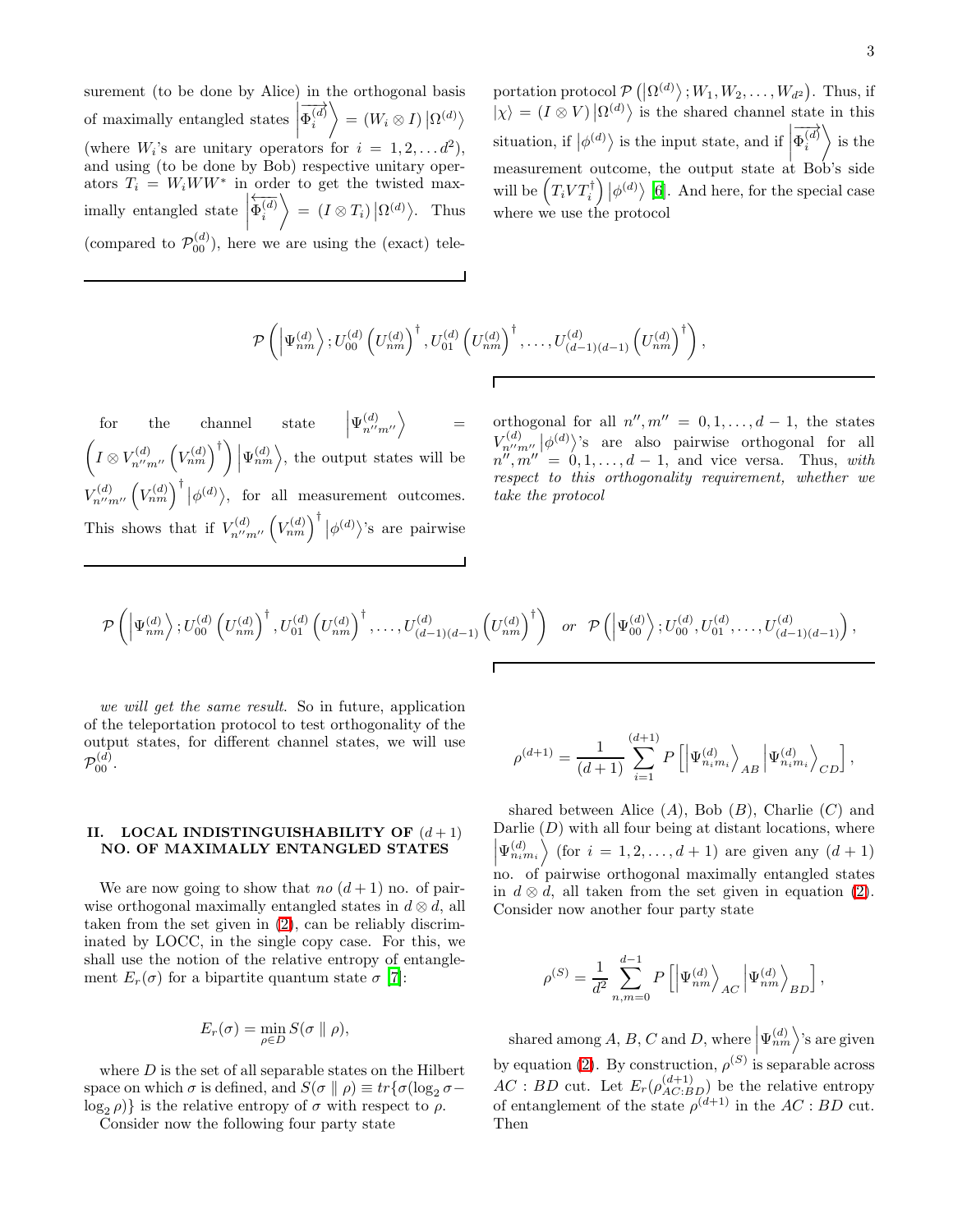surement (to be done by Alice) in the orthogonal basis of maximally entangled states $\left|\overrightarrow{\Phi_i^{(d)}}\right\rangle = (W_i \otimes I)\left|\Omega^{(d)}\right\rangle$ (where $W_i$'s are unitary operators for $i = 1, 2, \ldots d^2$), and using (to be done by Bob) respective unitary operators $T_i = W_i W W^*$ in order to get the twisted maximally entangled state $\left|\overleftarrow{\Phi_i^{(d)}}\right\rangle = (I \otimes T_i)\left|\Omega^{(d)}\right\rangle$. Thus (compared to $\mathcal{P}_{00}^{(d)}$), here we are using the (exact) teleportation protocol $\mathcal{P}\left(\left|\Omega^{(d)}\right\rangle; W_1, W_2, \ldots, W_{d^2}\right)$. Thus, if $|\chi\rangle = (I \otimes V)\left|\Omega^{(d)}\right\rangle$ is the shared channel state in this situation, if $\left|\phi^{(d)}\right\rangle$ is the input state, and if $\left|\overrightarrow{\Phi_i^{(d)}}\right\rangle$ is the measurement outcome, the output state at Bob's side will be $\left(T_i V T_i^\dagger\right)\left|\phi^{(d)}\right\rangle$ [6]. And here, for the special case where we use the protocol

$$\mathcal{P}\left(\left|\Psi_{nm}^{(d)}\right\rangle; U_{00}^{(d)}\left(U_{nm}^{(d)}\right)^\dagger, U_{01}^{(d)}\left(U_{nm}^{(d)}\right)^\dagger, \ldots, U_{(d-1)(d-1)}^{(d)}\left(U_{nm}^{(d)}\right)^\dagger\right),$$

for the channel state $\left|\Psi_{n''m''}^{(d)}\right\rangle = \left(I \otimes V_{n''m''}^{(d)}\left(V_{nm}^{(d)}\right)^\dagger\right)\left|\Psi_{nm}^{(d)}\right\rangle$, the output states will be $V_{n''m''}^{(d)}\left(V_{nm}^{(d)}\right)^\dagger\left|\phi^{(d)}\right\rangle$, for all measurement outcomes. This shows that if $V_{n''m''}^{(d)}\left(V_{nm}^{(d)}\right)^\dagger\left|\phi^{(d)}\right\rangle$'s are pairwise orthogonal for all $n'', m'' = 0, 1, \ldots, d-1$, the states $V_{n''m''}^{(d)}\left|\phi^{(d)}\right\rangle$'s are also pairwise orthogonal for all $n'', m'' = 0, 1, \ldots, d-1$, and vice versa. Thus, *with respect to this orthogonality requirement, whether we take the protocol*

$$\mathcal{P}\left(\left|\Psi_{nm}^{(d)}\right\rangle; U_{00}^{(d)}\left(U_{nm}^{(d)}\right)^\dagger, U_{01}^{(d)}\left(U_{nm}^{(d)}\right)^\dagger, \ldots, U_{(d-1)(d-1)}^{(d)}\left(U_{nm}^{(d)}\right)^\dagger\right) \quad or \quad \mathcal{P}\left(\left|\Psi_{00}^{(d)}\right\rangle; U_{00}^{(d)}, U_{01}^{(d)}, \ldots, U_{(d-1)(d-1)}^{(d)}\right),$$

*we will get the same result.* So in future, application of the teleportation protocol to test orthogonality of the output states, for different channel states, we will use $\mathcal{P}_{00}^{(d)}$.

## II. LOCAL INDISTINGUISHABILITY OF $(d+1)$ NO. OF MAXIMALLY ENTANGLED STATES

We are now going to show that *no* $(d+1)$ no. of pairwise orthogonal maximally entangled states in $d \otimes d$, all taken from the set given in (2), can be reliably discriminated by LOCC, in the single copy case. For this, we shall use the notion of the relative entropy of entanglement $E_r(\sigma)$ for a bipartite quantum state $\sigma$ [7]:

$$E_r(\sigma) = \min_{\rho \in D} S(\sigma \parallel \rho),$$

where $D$ is the set of all separable states on the Hilbert space on which $\sigma$ is defined, and $S(\sigma \parallel \rho) \equiv tr\{\sigma(\log_2 \sigma - \log_2 \rho)\}$ is the relative entropy of $\sigma$ with respect to $\rho$.

Consider now the following four party state

$$\rho^{(d+1)} = \frac{1}{(d+1)} \sum_{i=1}^{(d+1)} P\left[\left|\Psi_{n_i m_i}^{(d)}\right\rangle_{AB}\left|\Psi_{n_i m_i}^{(d)}\right\rangle_{CD}\right],$$

shared between Alice ($A$), Bob ($B$), Charlie ($C$) and Darlie ($D$) with all four being at distant locations, where $\left|\Psi_{n_i m_i}^{(d)}\right\rangle$ (for $i = 1, 2, \ldots, d+1$) are given any $(d+1)$ no. of pairwise orthogonal maximally entangled states in $d \otimes d$, all taken from the set given in equation (2). Consider now another four party state

$$\rho^{(S)} = \frac{1}{d^2} \sum_{n,m=0}^{d-1} P\left[\left|\Psi_{nm}^{(d)}\right\rangle_{AC}\left|\Psi_{nm}^{(d)}\right\rangle_{BD}\right],$$

shared among $A$, $B$, $C$ and $D$, where $\left|\Psi_{nm}^{(d)}\right\rangle$'s are given by equation (2). By construction, $\rho^{(S)}$ is separable across $AC : BD$ cut. Let $E_r(\rho_{AC:BD}^{(d+1)})$ be the relative entropy of entanglement of the state $\rho^{(d+1)}$ in the $AC : BD$ cut. Then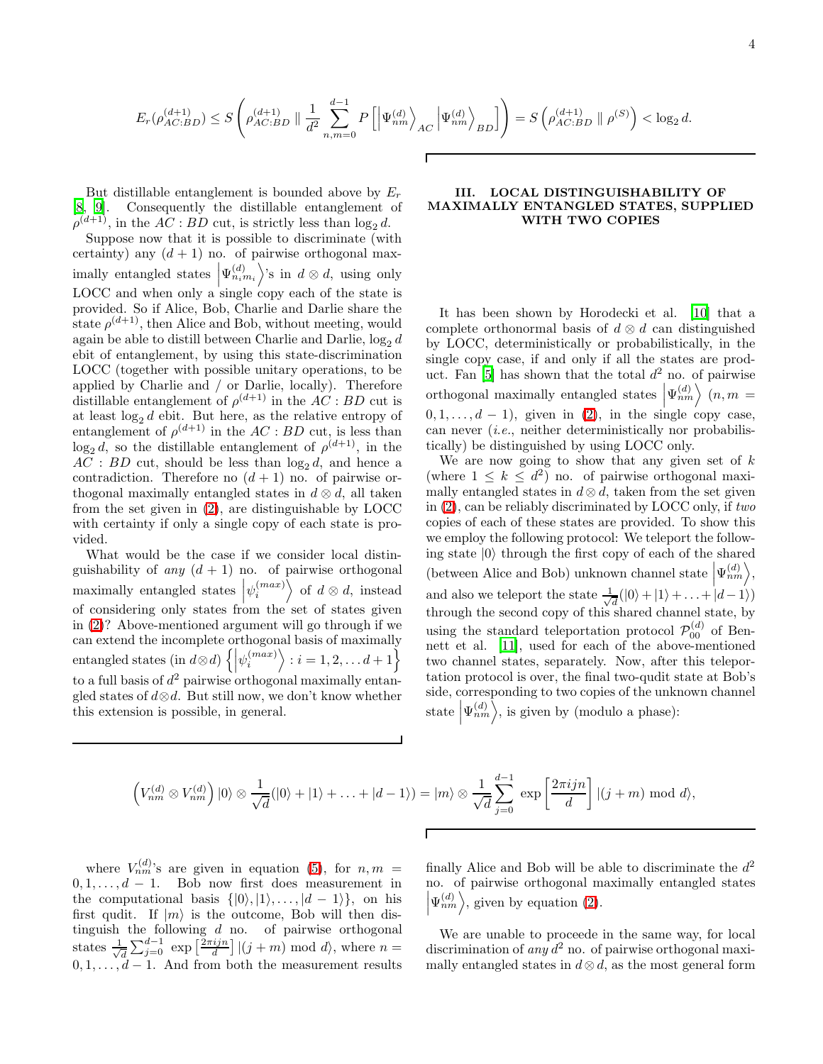$$E_r(\rho^{(d+1)}_{AC:BD}) \leq S\left(\rho^{(d+1)}_{AC:BD} \parallel \frac{1}{d^2}\sum_{n,m=0}^{d-1} P\left[\left|\Psi^{(d)}_{nm}\right\rangle_{AC}\left|\Psi^{(d)}_{nm}\right\rangle_{BD}\right]\right) = S\left(\rho^{(d+1)}_{AC:BD} \parallel \rho^{(S)}\right) < \log_2 d.$$

But distillable entanglement is bounded above by $E_r$ [8, 9]. Consequently the distillable entanglement of $\rho^{(d+1)}$, in the $AC : BD$ cut, is strictly less than $\log_2 d$.

Suppose now that it is possible to discriminate (with certainty) any $(d+1)$ no. of pairwise orthogonal maximally entangled states $\left|\Psi^{(d)}_{n_i m_i}\right\rangle$'s in $d \otimes d$, using only LOCC and when only a single copy each of the state is provided. So if Alice, Bob, Charlie and Darlie share the state $\rho^{(d+1)}$, then Alice and Bob, without meeting, would again be able to distill between Charlie and Darlie, $\log_2 d$ ebit of entanglement, by using this state-discrimination LOCC (together with possible unitary operations, to be applied by Charlie and / or Darlie, locally). Therefore distillable entanglement of $\rho^{(d+1)}$ in the $AC : BD$ cut is at least $\log_2 d$ ebit. But here, as the relative entropy of entanglement of $\rho^{(d+1)}$ in the $AC : BD$ cut, is less than $\log_2 d$, so the distillable entanglement of $\rho^{(d+1)}$, in the $AC : BD$ cut, should be less than $\log_2 d$, and hence a contradiction. Therefore no $(d+1)$ no. of pairwise orthogonal maximally entangled states in $d \otimes d$, all taken from the set given in (2), are distinguishable by LOCC with certainty if only a single copy of each state is provided.

What would be the case if we consider local distinguishability of *any* $(d+1)$ no. of pairwise orthogonal maximally entangled states $\left|\psi^{(max)}_i\right\rangle$ of $d \otimes d$, instead of considering only states from the set of states given in (2)? Above-mentioned argument will go through if we can extend the incomplete orthogonal basis of maximally entangled states (in $d \otimes d$) $\left\{\left|\psi^{(max)}_i\right\rangle : i = 1, 2, \ldots d+1\right\}$ to a full basis of $d^2$ pairwise orthogonal maximally entangled states of $d \otimes d$. But still now, we don't know whether this extension is possible, in general.

## III. LOCAL DISTINGUISHABILITY OF MAXIMALLY ENTANGLED STATES, SUPPLIED WITH TWO COPIES

It has been shown by Horodecki et al. [10] that a complete orthonormal basis of $d \otimes d$ can distinguished by LOCC, deterministically or probabilistically, in the single copy case, if and only if all the states are product. Fan [5] has shown that the total $d^2$ no. of pairwise orthogonal maximally entangled states $\left|\Psi^{(d)}_{nm}\right\rangle$ ($n, m = 0, 1, \ldots, d-1$), given in (2), in the single copy case, can never (*i.e.*, neither deterministically nor probabilistically) be distinguished by using LOCC only.

We are now going to show that any given set of $k$ (where $1 \leq k \leq d^2$) no. of pairwise orthogonal maximally entangled states in $d \otimes d$, taken from the set given in (2), can be reliably discriminated by LOCC only, if *two* copies of each of these states are provided. To show this we employ the following protocol: We teleport the following state $|0\rangle$ through the first copy of each of the shared (between Alice and Bob) unknown channel state $\left|\Psi^{(d)}_{nm}\right\rangle$, and also we teleport the state $\frac{1}{\sqrt{d}}(|0\rangle + |1\rangle + \ldots + |d-1\rangle)$ through the second copy of this shared channel state, by using the standard teleportation protocol $\mathcal{P}^{(d)}_{00}$ of Bennett et al. [11], used for each of the above-mentioned two channel states, separately. Now, after this teleportation protocol is over, the final two-qudit state at Bob's side, corresponding to two copies of the unknown channel state $\left|\Psi^{(d)}_{nm}\right\rangle$, is given by (modulo a phase):

$$\left(V^{(d)}_{nm} \otimes V^{(d)}_{nm}\right)|0\rangle \otimes \frac{1}{\sqrt{d}}(|0\rangle + |1\rangle + \ldots + |d-1\rangle) = |m\rangle \otimes \frac{1}{\sqrt{d}}\sum_{j=0}^{d-1} \exp\left[\frac{2\pi i j n}{d}\right]|(j+m) \bmod d\rangle,$$

where $V^{(d)}_{nm}$'s are given in equation (5), for $n, m = 0, 1, \ldots, d-1$. Bob now first does measurement in the computational basis $\{|0\rangle, |1\rangle, \ldots, |d-1\rangle\}$, on his first qudit. If $|m\rangle$ is the outcome, Bob will then distinguish the following $d$ no. of pairwise orthogonal states $\frac{1}{\sqrt{d}}\sum_{j=0}^{d-1} \exp\left[\frac{2\pi i j n}{d}\right]|(j+m) \bmod d\rangle$, where $n = 0, 1, \ldots, d-1$. And from both the measurement results finally Alice and Bob will be able to discriminate the $d^2$ no. of pairwise orthogonal maximally entangled states $\left|\Psi^{(d)}_{nm}\right\rangle$, given by equation (2).

We are unable to proceede in the same way, for local discrimination of *any* $d^2$ no. of pairwise orthogonal maximally entangled states in $d \otimes d$, as the most general form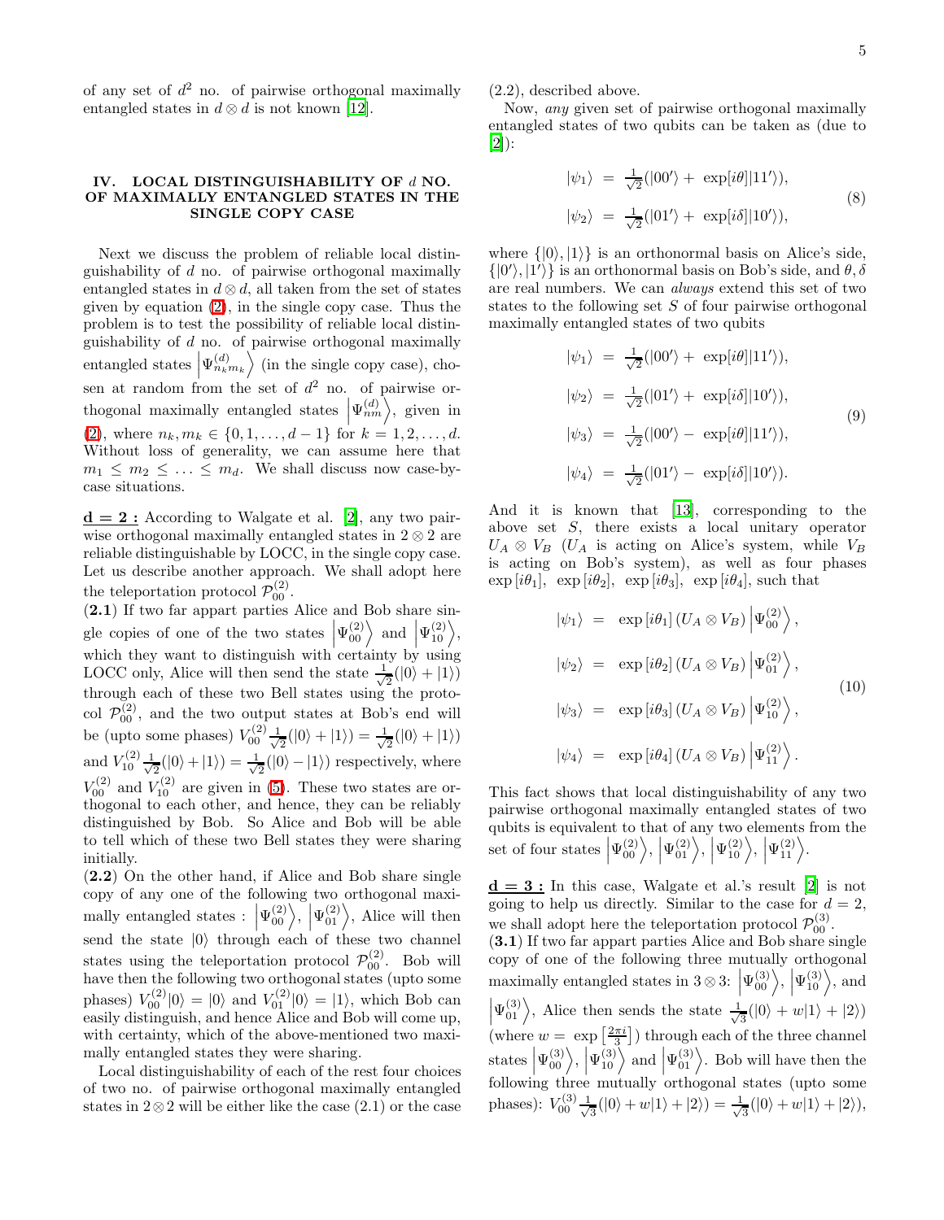of any set of $d^2$ no. of pairwise orthogonal maximally entangled states in $d \otimes d$ is not known [12].

## IV. LOCAL DISTINGUISHABILITY OF $d$ NO. OF MAXIMALLY ENTANGLED STATES IN THE SINGLE COPY CASE

Next we discuss the problem of reliable local distinguishability of $d$ no. of pairwise orthogonal maximally entangled states in $d \otimes d$, all taken from the set of states given by equation (2), in the single copy case. Thus the problem is to test the possibility of reliable local distinguishability of $d$ no. of pairwise orthogonal maximally entangled states $\left|\Psi^{(d)}_{n_k m_k}\right\rangle$ (in the single copy case), chosen at random from the set of $d^2$ no. of pairwise orthogonal maximally entangled states $\left|\Psi^{(d)}_{nm}\right\rangle$, given in (2), where $n_k, m_k \in \{0, 1, \ldots, d-1\}$ for $k = 1, 2, \ldots, d$. Without loss of generality, we can assume here that $m_1 \leq m_2 \leq \ldots \leq m_d$. We shall discuss now case-by-case situations.

**$\underline{d = 2}$ :** According to Walgate et al. [2], any two pairwise orthogonal maximally entangled states in $2 \otimes 2$ are reliable distinguishable by LOCC, in the single copy case. Let us describe another approach. We shall adopt here the teleportation protocol $\mathcal{P}^{(2)}_{00}$.

**(2.1)** If two far apart parties Alice and Bob share single copies of one of the two states $\left|\Psi^{(2)}_{00}\right\rangle$ and $\left|\Psi^{(2)}_{10}\right\rangle$, which they want to distinguish with certainty by using LOCC only, Alice will then send the state $\frac{1}{\sqrt{2}}(|0\rangle + |1\rangle)$ through each of these two Bell states using the protocol $\mathcal{P}^{(2)}_{00}$, and the two output states at Bob's end will be (upto some phases) $V^{(2)}_{00} \frac{1}{\sqrt{2}}(|0\rangle + |1\rangle) = \frac{1}{\sqrt{2}}(|0\rangle + |1\rangle)$ and $V^{(2)}_{10} \frac{1}{\sqrt{2}}(|0\rangle + |1\rangle) = \frac{1}{\sqrt{2}}(|0\rangle - |1\rangle)$ respectively, where $V^{(2)}_{00}$ and $V^{(2)}_{10}$ are given in (5). These two states are orthogonal to each other, and hence, they can be reliably distinguished by Bob. So Alice and Bob will be able to tell which of these two Bell states they were sharing initially.

**(2.2)** On the other hand, if Alice and Bob share single copy of any one of the following two orthogonal maximally entangled states : $\left|\Psi^{(2)}_{00}\right\rangle$, $\left|\Psi^{(2)}_{01}\right\rangle$, Alice will then send the state $|0\rangle$ through each of these two channel states using the teleportation protocol $\mathcal{P}^{(2)}_{00}$. Bob will have then the following two orthogonal states (upto some phases) $V^{(2)}_{00}|0\rangle = |0\rangle$ and $V^{(2)}_{01}|0\rangle = |1\rangle$, which Bob can easily distinguish, and hence Alice and Bob will come up, with certainty, which of the above-mentioned two maximally entangled states they were sharing.

Local distinguishability of each of the rest four choices of two no. of pairwise orthogonal maximally entangled states in $2 \otimes 2$ will be either like the case (2.1) or the case (2.2), described above.

Now, *any* given set of pairwise orthogonal maximally entangled states of two qubits can be taken as (due to [2]):

$$
\begin{aligned}
|\psi_1\rangle &= \tfrac{1}{\sqrt{2}}(|00'\rangle + \exp[i\theta]|11'\rangle), \\
|\psi_2\rangle &= \tfrac{1}{\sqrt{2}}(|01'\rangle + \exp[i\delta]|10'\rangle),
\end{aligned}
\tag{8}
$$

where $\{|0\rangle, |1\rangle\}$ is an orthonormal basis on Alice's side, $\{|0'\rangle, |1'\rangle\}$ is an orthonormal basis on Bob's side, and $\theta, \delta$ are real numbers. We can *always* extend this set of two states to the following set $S$ of four pairwise orthogonal maximally entangled states of two qubits

$$
\begin{aligned}
|\psi_1\rangle &= \tfrac{1}{\sqrt{2}}(|00'\rangle + \exp[i\theta]|11'\rangle), \\
|\psi_2\rangle &= \tfrac{1}{\sqrt{2}}(|01'\rangle + \exp[i\delta]|10'\rangle), \\
|\psi_3\rangle &= \tfrac{1}{\sqrt{2}}(|00'\rangle - \exp[i\theta]|11'\rangle), \\
|\psi_4\rangle &= \tfrac{1}{\sqrt{2}}(|01'\rangle - \exp[i\delta]|10'\rangle).
\end{aligned}
\tag{9}
$$

And it is known that [13], corresponding to the above set $S$, there exists a local unitary operator $U_A \otimes V_B$ ($U_A$ is acting on Alice's system, while $V_B$ is acting on Bob's system), as well as four phases $\exp[i\theta_1]$, $\exp[i\theta_2]$, $\exp[i\theta_3]$, $\exp[i\theta_4]$, such that

$$
\begin{aligned}
|\psi_1\rangle &= \exp[i\theta_1]\,(U_A \otimes V_B)\left|\Psi^{(2)}_{00}\right\rangle, \\
|\psi_2\rangle &= \exp[i\theta_2]\,(U_A \otimes V_B)\left|\Psi^{(2)}_{01}\right\rangle, \\
|\psi_3\rangle &= \exp[i\theta_3]\,(U_A \otimes V_B)\left|\Psi^{(2)}_{10}\right\rangle, \\
|\psi_4\rangle &= \exp[i\theta_4]\,(U_A \otimes V_B)\left|\Psi^{(2)}_{11}\right\rangle.
\end{aligned}
\tag{10}
$$

This fact shows that local distinguishability of any two pairwise orthogonal maximally entangled states of two qubits is equivalent to that of any two elements from the set of four states $\left|\Psi^{(2)}_{00}\right\rangle$, $\left|\Psi^{(2)}_{01}\right\rangle$, $\left|\Psi^{(2)}_{10}\right\rangle$, $\left|\Psi^{(2)}_{11}\right\rangle$.

**$\underline{d = 3}$ :** In this case, Walgate et al.'s result [2] is not going to help us directly. Similar to the case for $d = 2$, we shall adopt here the teleportation protocol $\mathcal{P}^{(3)}_{00}$.

**(3.1)** If two far apart parties Alice and Bob share single copy of one of the following three mutually orthogonal maximally entangled states in $3 \otimes 3$: $\left|\Psi^{(3)}_{00}\right\rangle$, $\left|\Psi^{(3)}_{10}\right\rangle$, and $\left|\Psi^{(3)}_{01}\right\rangle$, Alice then sends the state $\frac{1}{\sqrt{3}}(|0\rangle + w|1\rangle + |2\rangle)$ (where $w = \exp\left[\frac{2\pi i}{3}\right]$) through each of the three channel states $\left|\Psi^{(3)}_{00}\right\rangle$, $\left|\Psi^{(3)}_{10}\right\rangle$ and $\left|\Psi^{(3)}_{01}\right\rangle$. Bob will have then the following three mutually orthogonal states (upto some phases): $V^{(3)}_{00} \frac{1}{\sqrt{3}}(|0\rangle + w|1\rangle + |2\rangle) = \frac{1}{\sqrt{3}}(|0\rangle + w|1\rangle + |2\rangle)$,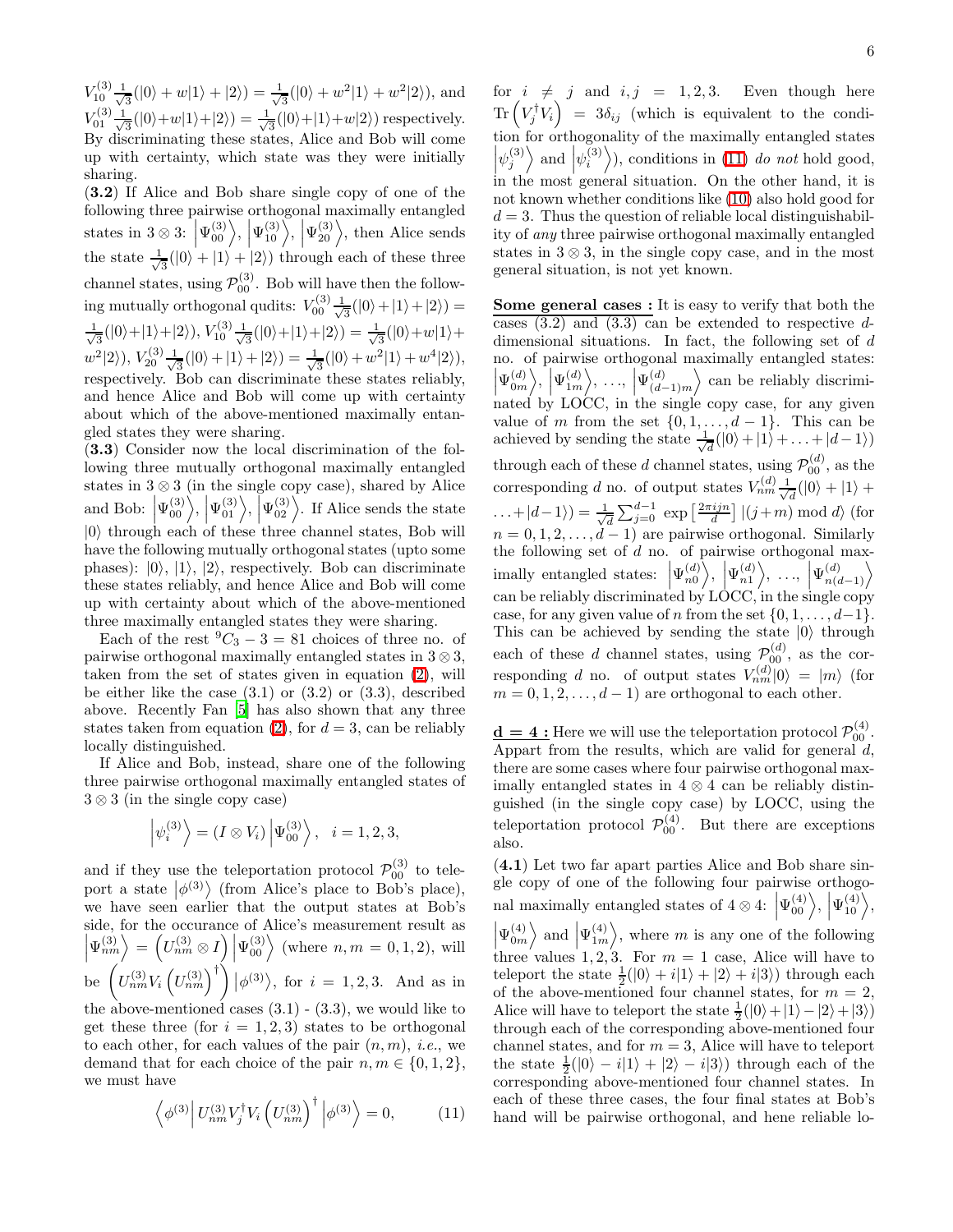$V_{10}^{(3)} \frac{1}{\sqrt{3}}(|0\rangle + w|1\rangle + |2\rangle) = \frac{1}{\sqrt{3}}(|0\rangle + w^2|1\rangle + w^2|2\rangle)$, and $V_{01}^{(3)} \frac{1}{\sqrt{3}}(|0\rangle + w|1\rangle + |2\rangle) = \frac{1}{\sqrt{3}}(|0\rangle + |1\rangle + w|2\rangle)$ respectively. By discriminating these states, Alice and Bob will come up with certainty, which state was they were initially sharing.

(**3.2**) If Alice and Bob share single copy of one of the following three pairwise orthogonal maximally entangled states in $3 \otimes 3$: $\left|\Psi_{00}^{(3)}\right\rangle$, $\left|\Psi_{10}^{(3)}\right\rangle$, $\left|\Psi_{20}^{(3)}\right\rangle$, then Alice sends the state $\frac{1}{\sqrt{3}}(|0\rangle + |1\rangle + |2\rangle)$ through each of these three channel states, using $\mathcal{P}_{00}^{(3)}$. Bob will have then the following mutually orthogonal qudits: $V_{00}^{(3)} \frac{1}{\sqrt{3}}(|0\rangle + |1\rangle + |2\rangle) = \frac{1}{\sqrt{3}}(|0\rangle + |1\rangle + |2\rangle)$, $V_{10}^{(3)} \frac{1}{\sqrt{3}}(|0\rangle + |1\rangle + |2\rangle) = \frac{1}{\sqrt{3}}(|0\rangle + w|1\rangle + w^2|2\rangle)$, $V_{20}^{(3)} \frac{1}{\sqrt{3}}(|0\rangle + |1\rangle + |2\rangle) = \frac{1}{\sqrt{3}}(|0\rangle + w^2|1\rangle + w^4|2\rangle)$, respectively. Bob can discriminate these states reliably, and hence Alice and Bob will come up with certainty about which of the above-mentioned maximally entangled states they were sharing.

(**3.3**) Consider now the local discrimination of the following three mutually orthogonal maximally entangled states in $3 \otimes 3$ (in the single copy case), shared by Alice and Bob: $\left|\Psi_{00}^{(3)}\right\rangle$, $\left|\Psi_{01}^{(3)}\right\rangle$, $\left|\Psi_{02}^{(3)}\right\rangle$. If Alice sends the state $|0\rangle$ through each of these three channel states, Bob will have the following mutually orthogonal states (upto some phases): $|0\rangle$, $|1\rangle$, $|2\rangle$, respectively. Bob can discriminate these states reliably, and hence Alice and Bob will come up with certainty about which of the above-mentioned three maximally entangled states they were sharing.

Each of the rest ${}^9C_3 - 3 = 81$ choices of three no. of pairwise orthogonal maximally entangled states in $3 \otimes 3$, taken from the set of states given in equation (2), will be either like the case (3.1) or (3.2) or (3.3), described above. Recently Fan [5] has also shown that any three states taken from equation (2), for $d = 3$, can be reliably locally distinguished.

If Alice and Bob, instead, share one of the following three pairwise orthogonal maximally entangled states of $3 \otimes 3$ (in the single copy case)

$$\left|\psi_i^{(3)}\right\rangle = (I \otimes V_i)\left|\Psi_{00}^{(3)}\right\rangle, \quad i = 1, 2, 3,$$

and if they use the teleportation protocol $\mathcal{P}_{00}^{(3)}$ to teleport a state $\left|\phi^{(3)}\right\rangle$ (from Alice's place to Bob's place), we have seen earlier that the output states at Bob's side, for the occurance of Alice's measurement result as $\left|\Psi_{nm}^{(3)}\right\rangle = \left(U_{nm}^{(3)} \otimes I\right)\left|\Psi_{00}^{(3)}\right\rangle$ (where $n, m = 0, 1, 2$), will be $\left(U_{nm}^{(3)} V_i \left(U_{nm}^{(3)}\right)^\dagger\right)\left|\phi^{(3)}\right\rangle$, for $i = 1, 2, 3$. And as in the above-mentioned cases (3.1) - (3.3), we would like to get these three (for $i = 1, 2, 3$) states to be orthogonal to each other, for each values of the pair $(n, m)$, *i.e.*, we demand that for each choice of the pair $n, m \in \{0, 1, 2\}$, we must have

$$\left\langle \phi^{(3)} \right| U_{nm}^{(3)} V_j^\dagger V_i \left(U_{nm}^{(3)}\right)^\dagger \left|\phi^{(3)}\right\rangle = 0, \qquad (11)$$

for $i \neq j$ and $i, j = 1, 2, 3$. Even though here $\text{Tr}\left(V_j^\dagger V_i\right) = 3\delta_{ij}$ (which is equivalent to the condition for orthogonality of the maximally entangled states $\left|\psi_j^{(3)}\right\rangle$ and $\left|\psi_i^{(3)}\right\rangle$), conditions in (11) *do not* hold good, in the most general situation. On the other hand, it is not known whether conditions like (10) also hold good for $d = 3$. Thus the question of reliable local distinguishability of *any* three pairwise orthogonal maximally entangled states in $3 \otimes 3$, in the single copy case, and in the most general situation, is not yet known.

**Some general cases :** It is easy to verify that both the cases (3.2) and (3.3) can be extended to respective $d$-dimensional situations. In fact, the following set of $d$ no. of pairwise orthogonal maximally entangled states: $\left|\Psi_{0m}^{(d)}\right\rangle$, $\left|\Psi_{1m}^{(d)}\right\rangle$, $\ldots$, $\left|\Psi_{(d-1)m}^{(d)}\right\rangle$ can be reliably discriminated by LOCC, in the single copy case, for any given value of $m$ from the set $\{0, 1, \ldots, d-1\}$. This can be achieved by sending the state $\frac{1}{\sqrt{d}}(|0\rangle + |1\rangle + \ldots + |d-1\rangle)$ through each of these $d$ channel states, using $\mathcal{P}_{00}^{(d)}$, as the corresponding $d$ no. of output states $V_{nm}^{(d)} \frac{1}{\sqrt{d}}(|0\rangle + |1\rangle + \ldots + |d-1\rangle) = \frac{1}{\sqrt{d}} \sum_{j=0}^{d-1} \exp\left[\frac{2\pi ijn}{d}\right] |(j+m) \bmod d\rangle$ (for $n = 0, 1, 2, \ldots, d-1$) are pairwise orthogonal. Similarly the following set of $d$ no. of pairwise orthogonal maximally entangled states: $\left|\Psi_{n0}^{(d)}\right\rangle$, $\left|\Psi_{n1}^{(d)}\right\rangle$, $\ldots$, $\left|\Psi_{n(d-1)}^{(d)}\right\rangle$ can be reliably discriminated by LOCC, in the single copy case, for any given value of $n$ from the set $\{0, 1, \ldots, d-1\}$. This can be achieved by sending the state $|0\rangle$ through each of these $d$ channel states, using $\mathcal{P}_{00}^{(d)}$, as the corresponding $d$ no. of output states $V_{nm}^{(d)}|0\rangle = |m\rangle$ (for $m = 0, 1, 2, \ldots, d-1$) are orthogonal to each other.

**$d = 4$ :** Here we will use the teleportation protocol $\mathcal{P}_{00}^{(4)}$. Appart from the results, which are valid for general $d$, there are some cases where four pairwise orthogonal maximally entangled states in $4 \otimes 4$ can be reliably distinguished (in the single copy case) by LOCC, using the teleportation protocol $\mathcal{P}_{00}^{(4)}$. But there are exceptions also.

(**4.1**) Let two far apart parties Alice and Bob share single copy of one of the following four pairwise orthogonal maximally entangled states of $4 \otimes 4$: $\left|\Psi_{00}^{(4)}\right\rangle$, $\left|\Psi_{10}^{(4)}\right\rangle$, $\left|\Psi_{0m}^{(4)}\right\rangle$ and $\left|\Psi_{1m}^{(4)}\right\rangle$, where $m$ is any one of the following three values $1, 2, 3$. For $m = 1$ case, Alice will have to teleport the state $\frac{1}{2}(|0\rangle + i|1\rangle + |2\rangle + i|3\rangle)$ through each of the above-mentioned four channel states, for $m = 2$, Alice will have to teleport the state $\frac{1}{2}(|0\rangle + |1\rangle - |2\rangle + |3\rangle)$ through each of the corresponding above-mentioned four channel states, and for $m = 3$, Alice will have to teleport the state $\frac{1}{2}(|0\rangle - i|1\rangle + |2\rangle - i|3\rangle)$ through each of the corresponding above-mentioned four channel states. In each of these three cases, the four final states at Bob's hand will be pairwise orthogonal, and hene reliable lo-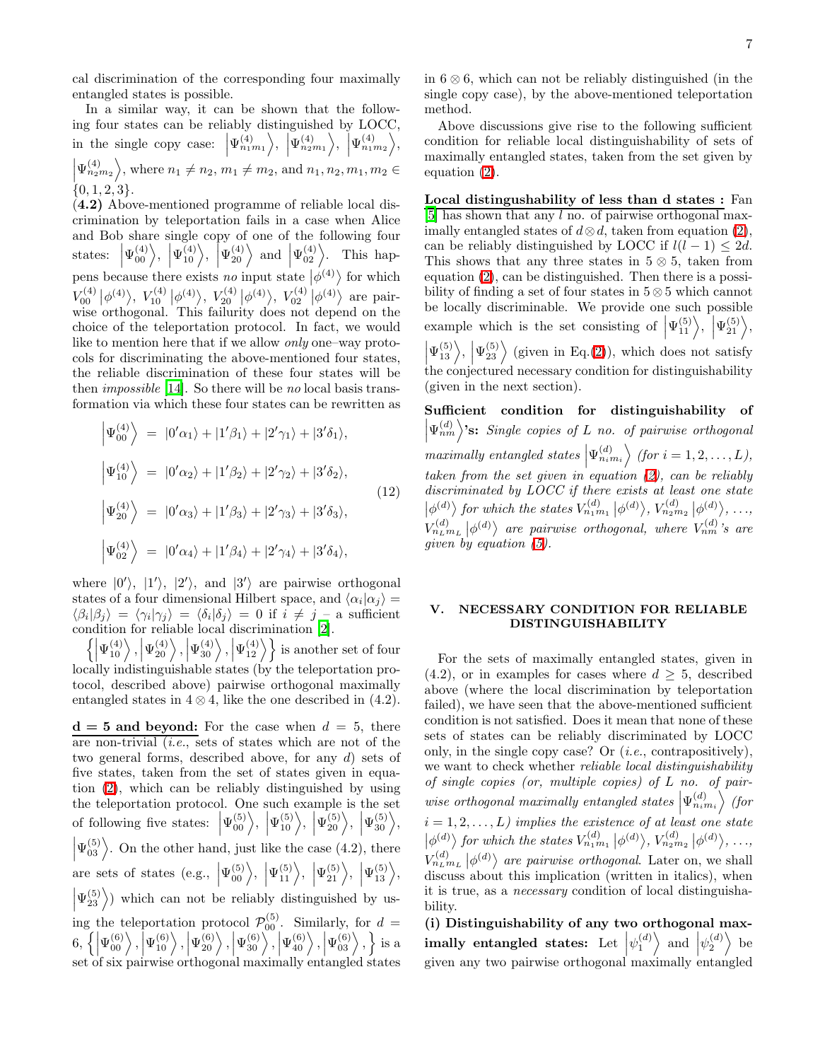cal discrimination of the corresponding four maximally entangled states is possible.

In a similar way, it can be shown that the following four states can be reliably distinguished by LOCC, in the single copy case: $\left|\Psi^{(4)}_{n_1m_1}\right\rangle$, $\left|\Psi^{(4)}_{n_2m_1}\right\rangle$, $\left|\Psi^{(4)}_{n_1m_2}\right\rangle$, $\left|\Psi^{(4)}_{n_2m_2}\right\rangle$, where $n_1 \neq n_2$, $m_1 \neq m_2$, and $n_1, n_2, m_1, m_2 \in \{0, 1, 2, 3\}$.

**(4.2)** Above-mentioned programme of reliable local discrimination by teleportation fails in a case when Alice and Bob share single copy of one of the following four states: $\left|\Psi^{(4)}_{00}\right\rangle$, $\left|\Psi^{(4)}_{10}\right\rangle$, $\left|\Psi^{(4)}_{20}\right\rangle$ and $\left|\Psi^{(4)}_{02}\right\rangle$. This happens because there exists *no* input state $\left|\phi^{(4)}\right\rangle$ for which $V^{(4)}_{00}\left|\phi^{(4)}\right\rangle$, $V^{(4)}_{10}\left|\phi^{(4)}\right\rangle$, $V^{(4)}_{20}\left|\phi^{(4)}\right\rangle$, $V^{(4)}_{02}\left|\phi^{(4)}\right\rangle$ are pairwise orthogonal. This failurity does not depend on the choice of the teleportation protocol. In fact, we would like to mention here that if we allow *only* one–way protocols for discriminating the above-mentioned four states, the reliable discrimination of these four states will be then *impossible* [14]. So there will be *no* local basis transformation via which these four states can be rewritten as

$$
\begin{aligned}
\left|\Psi^{(4)}_{00}\right\rangle &= |0'\alpha_1\rangle + |1'\beta_1\rangle + |2'\gamma_1\rangle + |3'\delta_1\rangle, \\
\left|\Psi^{(4)}_{10}\right\rangle &= |0'\alpha_2\rangle + |1'\beta_2\rangle + |2'\gamma_2\rangle + |3'\delta_2\rangle, \\
\left|\Psi^{(4)}_{20}\right\rangle &= |0'\alpha_3\rangle + |1'\beta_3\rangle + |2'\gamma_3\rangle + |3'\delta_3\rangle, \\
\left|\Psi^{(4)}_{02}\right\rangle &= |0'\alpha_4\rangle + |1'\beta_4\rangle + |2'\gamma_4\rangle + |3'\delta_4\rangle,
\end{aligned}
\tag{12}
$$

where $|0'\rangle$, $|1'\rangle$, $|2'\rangle$, and $|3'\rangle$ are pairwise orthogonal states of a four dimensional Hilbert space, and $\langle\alpha_i|\alpha_j\rangle = \langle\beta_i|\beta_j\rangle = \langle\gamma_i|\gamma_j\rangle = \langle\delta_i|\delta_j\rangle = 0$ if $i \neq j$ – a sufficient condition for reliable local discrimination [2].

$\left\{\left|\Psi^{(4)}_{10}\right\rangle, \left|\Psi^{(4)}_{20}\right\rangle, \left|\Psi^{(4)}_{30}\right\rangle, \left|\Psi^{(4)}_{12}\right\rangle\right\}$ is another set of four locally indistinguishable states (by the teleportation protocol, described above) pairwise orthogonal maximally entangled states in $4 \otimes 4$, like the one described in (4.2).

**d = 5 and beyond:** For the case when $d = 5$, there are non-trivial (*i.e.*, sets of states which are not of the two general forms, described above, for any $d$) sets of five states, taken from the set of states given in equation (2), which can be reliably distinguished by using the teleportation protocol. One such example is the set of following five states: $\left|\Psi^{(5)}_{00}\right\rangle$, $\left|\Psi^{(5)}_{10}\right\rangle$, $\left|\Psi^{(5)}_{20}\right\rangle$, $\left|\Psi^{(5)}_{30}\right\rangle$, $\left|\Psi^{(5)}_{03}\right\rangle$. On the other hand, just like the case (4.2), there are sets of states (e.g., $\left|\Psi^{(5)}_{00}\right\rangle$, $\left|\Psi^{(5)}_{11}\right\rangle$, $\left|\Psi^{(5)}_{21}\right\rangle$, $\left|\Psi^{(5)}_{13}\right\rangle$, $\left|\Psi^{(5)}_{23}\right\rangle$) which can not be reliably distinguished by using the teleportation protocol $\mathcal{P}^{(5)}_{00}$. Similarly, for $d = 6$, $\left\{\left|\Psi^{(6)}_{00}\right\rangle, \left|\Psi^{(6)}_{10}\right\rangle, \left|\Psi^{(6)}_{20}\right\rangle, \left|\Psi^{(6)}_{30}\right\rangle, \left|\Psi^{(6)}_{40}\right\rangle, \left|\Psi^{(6)}_{03}\right\rangle, \right\}$ is a set of six pairwise orthogonal maximally entangled states in $6 \otimes 6$, which can not be reliably distinguished (in the single copy case), by the above-mentioned teleportation method.

Above discussions give rise to the following sufficient condition for reliable local distinguishability of sets of maximally entangled states, taken from the set given by equation (2).

**Local distingushability of less than d states :** Fan [5] has shown that any $l$ no. of pairwise orthogonal maximally entangled states of $d \otimes d$, taken from equation (2), can be reliably distinguished by LOCC if $l(l-1) \leq 2d$. This shows that any three states in $5 \otimes 5$, taken from equation (2), can be distinguished. Then there is a possibility of finding a set of four states in $5 \otimes 5$ which cannot be locally discriminable. We provide one such possible example which is the set consisting of $\left|\Psi^{(5)}_{11}\right\rangle$, $\left|\Psi^{(5)}_{21}\right\rangle$, $\left|\Psi^{(5)}_{13}\right\rangle$, $\left|\Psi^{(5)}_{23}\right\rangle$ (given in Eq.(2)), which does not satisfy the conjectured necessary condition for distinguishability (given in the next section).

**Sufficient condition for distinguishability of $\left|\Psi^{(d)}_{nm}\right\rangle$'s:** *Single copies of $L$ no. of pairwise orthogonal maximally entangled states $\left|\Psi^{(d)}_{n_im_i}\right\rangle$ (for $i = 1, 2, \ldots, L$), taken from the set given in equation (2), can be reliably discriminated by LOCC if there exists at least one state $\left|\phi^{(d)}\right\rangle$ for which the states $V^{(d)}_{n_1m_1}\left|\phi^{(d)}\right\rangle$, $V^{(d)}_{n_2m_2}\left|\phi^{(d)}\right\rangle$, $\ldots$, $V^{(d)}_{n_Lm_L}\left|\phi^{(d)}\right\rangle$ are pairwise orthogonal, where $V^{(d)}_{nm}$'s are given by equation (5).*

## V. NECESSARY CONDITION FOR RELIABLE DISTINGUISHABILITY

For the sets of maximally entangled states, given in (4.2), or in examples for cases where $d \geq 5$, described above (where the local discrimination by teleportation failed), we have seen that the above-mentioned sufficient condition is not satisfied. Does it mean that none of these sets of states can be reliably discriminated by LOCC only, in the single copy case? Or (*i.e.*, contrapositively), we want to check whether *reliable local distinguishability of single copies (or, multiple copies) of $L$ no. of pairwise orthogonal maximally entangled states $\left|\Psi^{(d)}_{n_im_i}\right\rangle$ (for $i = 1, 2, \ldots, L$) implies the existence of at least one state $\left|\phi^{(d)}\right\rangle$ for which the states $V^{(d)}_{n_1m_1}\left|\phi^{(d)}\right\rangle$, $V^{(d)}_{n_2m_2}\left|\phi^{(d)}\right\rangle$, $\ldots$, $V^{(d)}_{n_Lm_L}\left|\phi^{(d)}\right\rangle$ are pairwise orthogonal*. Later on, we shall discuss about this implication (written in italics), when it is true, as a *necessary* condition of local distinguishability.

**(i) Distinguishability of any two orthogonal maximally entangled states:** Let $\left|\psi^{(d)}_1\right\rangle$ and $\left|\psi^{(d)}_2\right\rangle$ be given any two pairwise orthogonal maximally entangled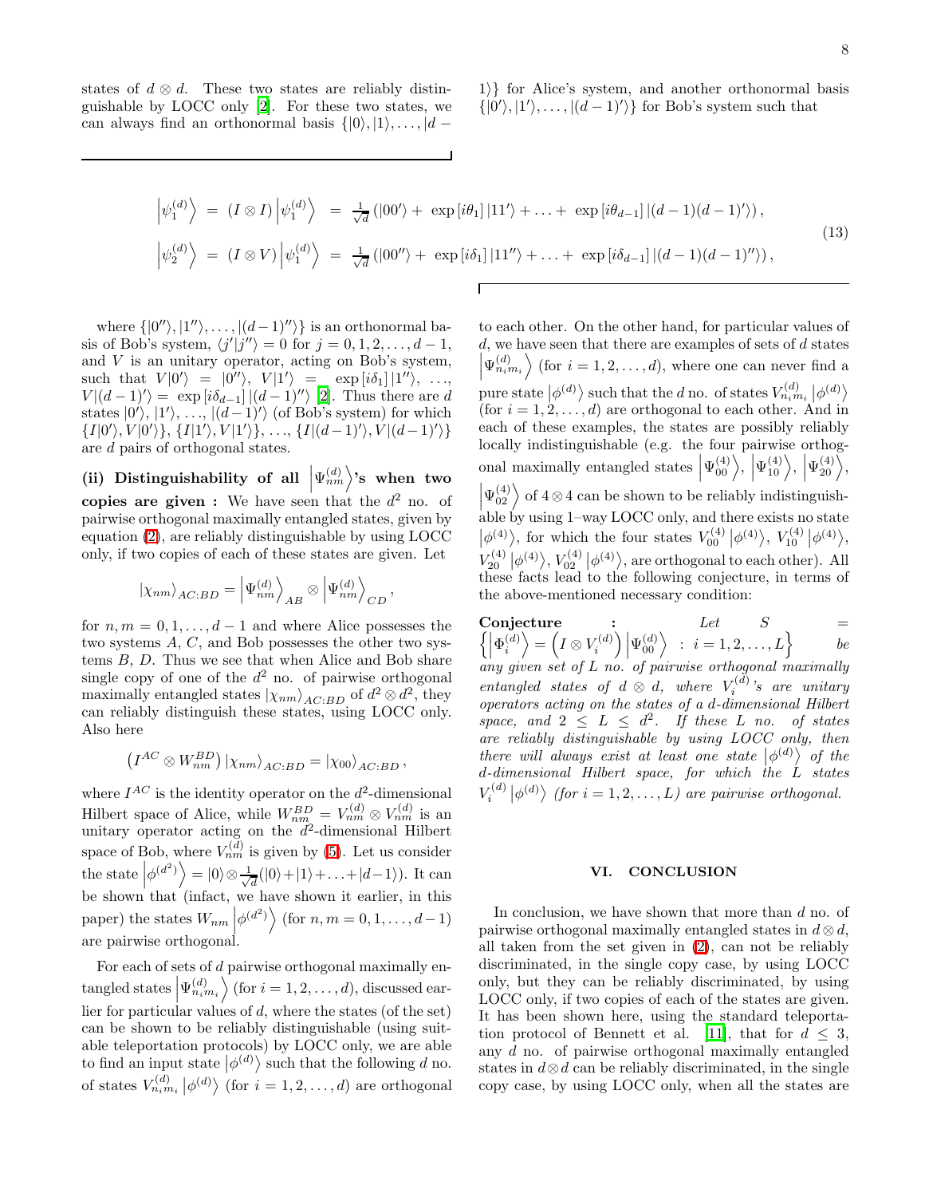states of $d \otimes d$. These two states are reliably distinguishable by LOCC only [2]. For these two states, we can always find an orthonormal basis $\{|0\rangle, |1\rangle, \ldots, |d-1\rangle\}$ for Alice's system, and another orthonormal basis $\{|0'\rangle, |1'\rangle, \ldots, |(d-1)'\rangle\}$ for Bob's system such that

$$
\begin{aligned}
\left|\psi_1^{(d)}\right\rangle &= (I \otimes I)\left|\psi_1^{(d)}\right\rangle = \tfrac{1}{\sqrt{d}}\left(|00'\rangle + \exp\left[i\theta_1\right]|11'\rangle + \ldots + \exp\left[i\theta_{d-1}\right]|(d-1)(d-1)'\rangle\right), \\
\left|\psi_2^{(d)}\right\rangle &= (I \otimes V)\left|\psi_1^{(d)}\right\rangle = \tfrac{1}{\sqrt{d}}\left(|00''\rangle + \exp\left[i\delta_1\right]|11''\rangle + \ldots + \exp\left[i\delta_{d-1}\right]|(d-1)(d-1)''\rangle\right),
\end{aligned}
\tag{13}
$$

where $\{|0''\rangle, |1''\rangle, \ldots, |(d-1)''\rangle\}$ is an orthonormal basis of Bob's system, $\langle j'|j''\rangle = 0$ for $j = 0, 1, 2, \ldots, d-1$, and $V$ is an unitary operator, acting on Bob's system, such that $V|0'\rangle = |0''\rangle$, $V|1'\rangle = \exp\left[i\delta_1\right]|1''\rangle$, $\ldots$, $V|(d-1)'\rangle = \exp\left[i\delta_{d-1}\right]|(d-1)''\rangle$ [2]. Thus there are $d$ states $|0'\rangle$, $|1'\rangle$, $\ldots$, $|(d-1)'\rangle$ (of Bob's system) for which $\{I|0'\rangle, V|0'\rangle\}$, $\{I|1'\rangle, V|1'\rangle\}$, $\ldots$, $\{I|(d-1)'\rangle, V|(d-1)'\rangle\}$ are $d$ pairs of orthogonal states.

**(ii) Distinguishability of all $\left|\Psi_{nm}^{(d)}\right\rangle$'s when two copies are given :** We have seen that the $d^2$ no. of pairwise orthogonal maximally entangled states, given by equation (2), are reliably distinguishable by using LOCC only, if two copies of each of these states are given. Let

$$
|\chi_{nm}\rangle_{AC:BD} = \left|\Psi_{nm}^{(d)}\right\rangle_{AB} \otimes \left|\Psi_{nm}^{(d)}\right\rangle_{CD},
$$

for $n, m = 0, 1, \ldots, d-1$ and where Alice possesses the two systems $A$, $C$, and Bob possesses the other two systems $B$, $D$. Thus we see that when Alice and Bob share single copy of one of the $d^2$ no. of pairwise orthogonal maximally entangled states $|\chi_{nm}\rangle_{AC:BD}$ of $d^2 \otimes d^2$, they can reliably distinguish these states, using LOCC only. Also here

$$
\left(I^{AC} \otimes W_{nm}^{BD}\right)|\chi_{nm}\rangle_{AC:BD} = |\chi_{00}\rangle_{AC:BD},
$$

where $I^{AC}$ is the identity operator on the $d^2$-dimensional Hilbert space of Alice, while $W_{nm}^{BD} = V_{nm}^{(d)} \otimes V_{nm}^{(d)}$ is an unitary operator acting on the $d^2$-dimensional Hilbert space of Bob, where $V_{nm}^{(d)}$ is given by (5). Let us consider the state $\left|\phi^{(d^2)}\right\rangle = |0\rangle \otimes \frac{1}{\sqrt{d}}(|0\rangle + |1\rangle + \ldots + |d-1\rangle)$. It can be shown that (infact, we have shown it earlier, in this paper) the states $W_{nm}\left|\phi^{(d^2)}\right\rangle$ (for $n, m = 0, 1, \ldots, d-1$) are pairwise orthogonal.

For each of sets of $d$ pairwise orthogonal maximally entangled states $\left|\Psi_{n_i m_i}^{(d)}\right\rangle$ (for $i = 1, 2, \ldots, d$), discussed earlier for particular values of $d$, where the states (of the set) can be shown to be reliably distinguishable (using suitable teleportation protocols) by LOCC only, we are able to find an input state $\left|\phi^{(d)}\right\rangle$ such that the following $d$ no. of states $V_{n_i m_i}^{(d)}\left|\phi^{(d)}\right\rangle$ (for $i = 1, 2, \ldots, d$) are orthogonal to each other. On the other hand, for particular values of $d$, we have seen that there are examples of sets of $d$ states $\left|\Psi_{n_i m_i}^{(d)}\right\rangle$ (for $i = 1, 2, \ldots, d$), where one can never find a pure state $\left|\phi^{(d)}\right\rangle$ such that the $d$ no. of states $V_{n_i m_i}^{(d)}\left|\phi^{(d)}\right\rangle$ (for $i = 1, 2, \ldots, d$) are orthogonal to each other. And in each of these examples, the states are possibly reliably locally indistinguishable (e.g. the four pairwise orthogonal maximally entangled states $\left|\Psi_{00}^{(4)}\right\rangle$, $\left|\Psi_{10}^{(4)}\right\rangle$, $\left|\Psi_{20}^{(4)}\right\rangle$, $\left|\Psi_{02}^{(4)}\right\rangle$ of $4 \otimes 4$ can be shown to be reliably indistinguishable by using 1–way LOCC only, and there exists no state $\left|\phi^{(4)}\right\rangle$, for which the four states $V_{00}^{(4)}\left|\phi^{(4)}\right\rangle$, $V_{10}^{(4)}\left|\phi^{(4)}\right\rangle$, $V_{20}^{(4)}\left|\phi^{(4)}\right\rangle$, $V_{02}^{(4)}\left|\phi^{(4)}\right\rangle$, are orthogonal to each other). All these facts lead to the following conjecture, in terms of the above-mentioned necessary condition:

**Conjecture :** *Let $S = \left\{\left|\Phi_i^{(d)}\right\rangle = \left(I \otimes V_i^{(d)}\right)\left|\Psi_{00}^{(d)}\right\rangle \;:\; i = 1, 2, \ldots, L\right\}$ be any given set of $L$ no. of pairwise orthogonal maximally entangled states of $d \otimes d$, where $V_i^{(d)}$'s are unitary operators acting on the states of a $d$-dimensional Hilbert space, and $2 \leq L \leq d^2$. If these $L$ no. of states are reliably distinguishable by using LOCC only, then there will always exist at least one state $\left|\phi^{(d)}\right\rangle$ of the $d$-dimensional Hilbert space, for which the $L$ states $V_i^{(d)}\left|\phi^{(d)}\right\rangle$ (for $i = 1, 2, \ldots, L$) are pairwise orthogonal.*

## VI. CONCLUSION

In conclusion, we have shown that more than $d$ no. of pairwise orthogonal maximally entangled states in $d \otimes d$, all taken from the set given in (2), can not be reliably discriminated, in the single copy case, by using LOCC only, but they can be reliably discriminated, by using LOCC only, if two copies of each of the states are given. It has been shown here, using the standard teleportation protocol of Bennett et al. [11], that for $d \leq 3$, any $d$ no. of pairwise orthogonal maximally entangled states in $d \otimes d$ can be reliably discriminated, in the single copy case, by using LOCC only, when all the states are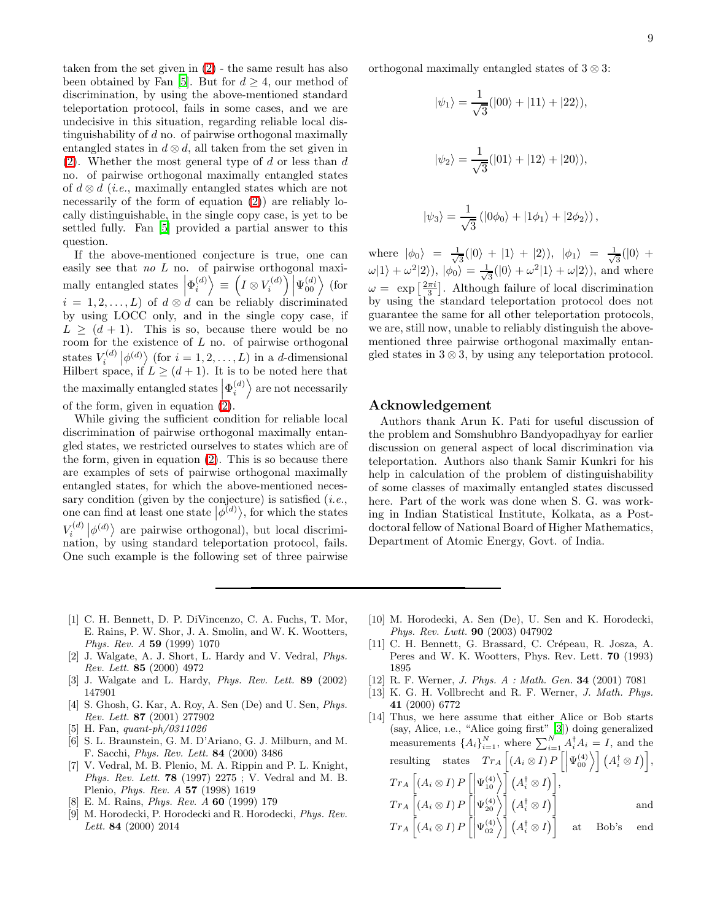taken from the set given in (2) - the same result has also been obtained by Fan [5]. But for $d \geq 4$, our method of discrimination, by using the above-mentioned standard teleportation protocol, fails in some cases, and we are undecisive in this situation, regarding reliable local distinguishability of $d$ no. of pairwise orthogonal maximally entangled states in $d \otimes d$, all taken from the set given in (2). Whether the most general type of $d$ or less than $d$ no. of pairwise orthogonal maximally entangled states of $d \otimes d$ (*i.e.*, maximally entangled states which are not necessarily of the form of equation (2)) are reliably locally distinguishable, in the single copy case, is yet to be settled fully. Fan [5] provided a partial answer to this question.

If the above-mentioned conjecture is true, one can easily see that *no* $L$ no. of pairwise orthogonal maximally entangled states $\left|\Phi_i^{(d)}\right\rangle \equiv \left(I \otimes V_i^{(d)}\right)\left|\Psi_{00}^{(d)}\right\rangle$ (for $i = 1, 2, \ldots, L$) of $d \otimes d$ can be reliably discriminated by using LOCC only, and in the single copy case, if $L \geq (d+1)$. This is so, because there would be no room for the existence of $L$ no. of pairwise orthogonal states $V_i^{(d)}\left|\phi^{(d)}\right\rangle$ (for $i = 1, 2, \ldots, L$) in a $d$-dimensional Hilbert space, if $L \geq (d+1)$. It is to be noted here that the maximally entangled states $\left|\Phi_i^{(d)}\right\rangle$ are not necessarily of the form, given in equation (2).

While giving the sufficient condition for reliable local discrimination of pairwise orthogonal maximally entangled states, we restricted ourselves to states which are of the form, given in equation (2). This is so because there are examples of sets of pairwise orthogonal maximally entangled states, for which the above-mentioned necessary condition (given by the conjecture) is satisfied (*i.e.*, one can find at least one state $\left|\phi^{(d)}\right\rangle$, for which the states $V_i^{(d)}\left|\phi^{(d)}\right\rangle$ are pairwise orthogonal), but local discrimination, by using standard teleportation protocol, fails. One such example is the following set of three pairwise orthogonal maximally entangled states of $3 \otimes 3$:

$$|\psi_1\rangle = \frac{1}{\sqrt{3}}(|00\rangle + |11\rangle + |22\rangle),$$

$$|\psi_2\rangle = \frac{1}{\sqrt{3}}(|01\rangle + |12\rangle + |20\rangle),$$

$$|\psi_3\rangle = \frac{1}{\sqrt{3}}\left(|0\phi_0\rangle + |1\phi_1\rangle + |2\phi_2\rangle\right),$$

where $|\phi_0\rangle = \frac{1}{\sqrt{3}}(|0\rangle + |1\rangle + |2\rangle)$, $|\phi_1\rangle = \frac{1}{\sqrt{3}}(|0\rangle + \omega|1\rangle + \omega^2|2\rangle)$, $|\phi_0\rangle = \frac{1}{\sqrt{3}}(|0\rangle + \omega^2|1\rangle + \omega|2\rangle)$, and where $\omega = \exp\left[\frac{2\pi i}{3}\right]$. Although failure of local discrimination by using the standard teleportation protocol does not guarantee the same for all other teleportation protocols, we are, still now, unable to reliably distinguish the above-mentioned three pairwise orthogonal maximally entangled states in $3 \otimes 3$, by using any teleportation protocol.

## Acknowledgement

Authors thank Arun K. Pati for useful discussion of the problem and Somshubhro Bandyopadhyay for earlier discussion on general aspect of local discrimination via teleportation. Authors also thank Samir Kunkri for his help in calculation of the problem of distinguishability of some classes of maximally entangled states discussed here. Part of the work was done when S. G. was working in Indian Statistical Institute, Kolkata, as a Post-doctoral fellow of National Board of Higher Mathematics, Department of Atomic Energy, Govt. of India.

---

[1] C. H. Bennett, D. P. DiVincenzo, C. A. Fuchs, T. Mor, E. Rains, P. W. Shor, J. A. Smolin, and W. K. Wootters, *Phys. Rev. A* **59** (1999) 1070

[2] J. Walgate, A. J. Short, L. Hardy and V. Vedral, *Phys. Rev. Lett.* **85** (2000) 4972

[3] J. Walgate and L. Hardy, *Phys. Rev. Lett.* **89** (2002) 147901

[4] S. Ghosh, G. Kar, A. Roy, A. Sen (De) and U. Sen, *Phys. Rev. Lett.* **87** (2001) 277902

[5] H. Fan, *quant-ph/0311026*

[6] S. L. Braunstein, G. M. D'Ariano, G. J. Milburn, and M. F. Sacchi, *Phys. Rev. Lett.* **84** (2000) 3486

[7] V. Vedral, M. B. Plenio, M. A. Rippin and P. L. Knight, *Phys. Rev. Lett.* **78** (1997) 2275 ; V. Vedral and M. B. Plenio, *Phys. Rev. A* **57** (1998) 1619

[8] E. M. Rains, *Phys. Rev. A* **60** (1999) 179

[9] M. Horodecki, P. Horodecki and R. Horodecki, *Phys. Rev. Lett.* **84** (2000) 2014

[10] M. Horodecki, A. Sen (De), U. Sen and K. Horodecki, *Phys. Rev. Lwtt.* **90** (2003) 047902

[11] C. H. Bennett, G. Brassard, C. Crépeau, R. Josza, A. Peres and W. K. Wootters, Phys. Rev. Lett. **70** (1993) 1895

[12] R. F. Werner, *J. Phys. A : Math. Gen.* **34** (2001) 7081

[13] K. G. H. Vollbrecht and R. F. Werner, *J. Math. Phys.* **41** (2000) 6772

[14] Thus, we here assume that either Alice or Bob starts (say, Alice, i.e., "Alice going first" [3]) doing generalized measurements $\{A_i\}_{i=1}^N$, where $\sum_{i=1}^N A_i^\dagger A_i = I$, and the resulting states $Tr_A\left[(A_i \otimes I)\, P\left[\left|\Psi_{00}^{(4)}\right\rangle\right]\left(A_i^\dagger \otimes I\right)\right]$, $Tr_A\left[(A_i \otimes I)\, P\left[\left|\Psi_{10}^{(4)}\right\rangle\right]\left(A_i^\dagger \otimes I\right)\right]$, $Tr_A\left[(A_i \otimes I)\, P\left[\left|\Psi_{20}^{(4)}\right\rangle\right]\left(A_i^\dagger \otimes I\right)\right]$ and $Tr_A\left[(A_i \otimes I)\, P\left[\left|\Psi_{02}^{(4)}\right\rangle\right]\left(A_i^\dagger \otimes I\right)\right]$ at Bob's end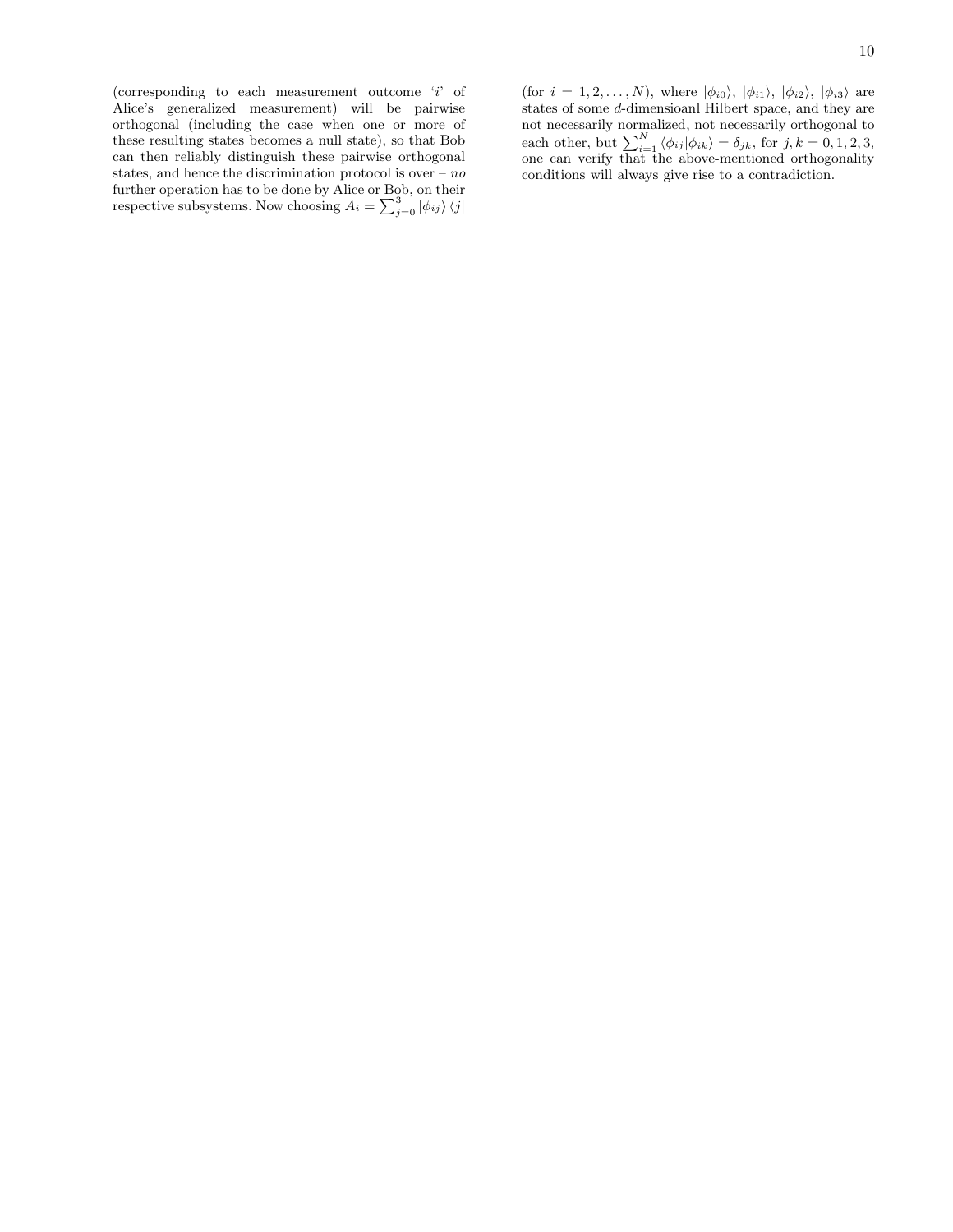(corresponding to each measurement outcome '$i$' of Alice's generalized measurement) will be pairwise orthogonal (including the case when one or more of these resulting states becomes a null state), so that Bob can then reliably distinguish these pairwise orthogonal states, and hence the discrimination protocol is over – *no* further operation has to be done by Alice or Bob, on their respective subsystems. Now choosing $A_i = \sum_{j=0}^{3} |\phi_{ij}\rangle \langle j|$ (for $i = 1, 2, \ldots, N$), where $|\phi_{i0}\rangle$, $|\phi_{i1}\rangle$, $|\phi_{i2}\rangle$, $|\phi_{i3}\rangle$ are states of some $d$-dimensioanl Hilbert space, and they are not necessarily normalized, not necessarily orthogonal to each other, but $\sum_{i=1}^{N} \langle \phi_{ij} | \phi_{ik} \rangle = \delta_{jk}$, for $j, k = 0, 1, 2, 3$, one can verify that the above-mentioned orthogonality conditions will always give rise to a contradiction.